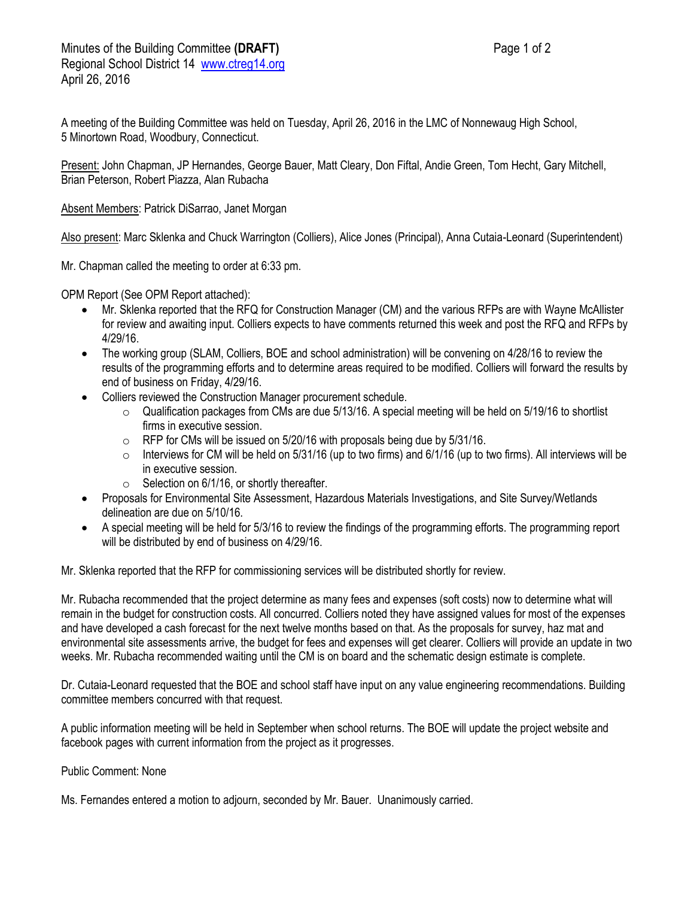Minutes of the Building Committee **(DRAFT)**
Regional School District 14 www.ctreg14.org
April 26, 2016

A meeting of the Building Committee was held on Tuesday, April 26, 2016 in the LMC of Nonnewaug High School, 5 Minortown Road, Woodbury, Connecticut.

Present: John Chapman, JP Hernandes, George Bauer, Matt Cleary, Don Fiftal, Andie Green, Tom Hecht, Gary Mitchell, Brian Peterson, Robert Piazza, Alan Rubacha

Absent Members: Patrick DiSarrao, Janet Morgan

Also present: Marc Sklenka and Chuck Warrington (Colliers), Alice Jones (Principal), Anna Cutaia-Leonard (Superintendent)

Mr. Chapman called the meeting to order at 6:33 pm.

OPM Report (See OPM Report attached):

- Mr. Sklenka reported that the RFQ for Construction Manager (CM) and the various RFPs are with Wayne McAllister for review and awaiting input. Colliers expects to have comments returned this week and post the RFQ and RFPs by 4/29/16.
- The working group (SLAM, Colliers, BOE and school administration) will be convening on 4/28/16 to review the results of the programming efforts and to determine areas required to be modified. Colliers will forward the results by end of business on Friday, 4/29/16.
- Colliers reviewed the Construction Manager procurement schedule.
  - Qualification packages from CMs are due 5/13/16. A special meeting will be held on 5/19/16 to shortlist firms in executive session.
  - RFP for CMs will be issued on 5/20/16 with proposals being due by 5/31/16.
  - Interviews for CM will be held on 5/31/16 (up to two firms) and 6/1/16 (up to two firms). All interviews will be in executive session.
  - Selection on 6/1/16, or shortly thereafter.
- Proposals for Environmental Site Assessment, Hazardous Materials Investigations, and Site Survey/Wetlands delineation are due on 5/10/16.
- A special meeting will be held for 5/3/16 to review the findings of the programming efforts. The programming report will be distributed by end of business on 4/29/16.

Mr. Sklenka reported that the RFP for commissioning services will be distributed shortly for review.

Mr. Rubacha recommended that the project determine as many fees and expenses (soft costs) now to determine what will remain in the budget for construction costs. All concurred. Colliers noted they have assigned values for most of the expenses and have developed a cash forecast for the next twelve months based on that. As the proposals for survey, haz mat and environmental site assessments arrive, the budget for fees and expenses will get clearer. Colliers will provide an update in two weeks. Mr. Rubacha recommended waiting until the CM is on board and the schematic design estimate is complete.

Dr. Cutaia-Leonard requested that the BOE and school staff have input on any value engineering recommendations. Building committee members concurred with that request.

A public information meeting will be held in September when school returns. The BOE will update the project website and facebook pages with current information from the project as it progresses.

Public Comment: None

Ms. Fernandes entered a motion to adjourn, seconded by Mr. Bauer. Unanimously carried.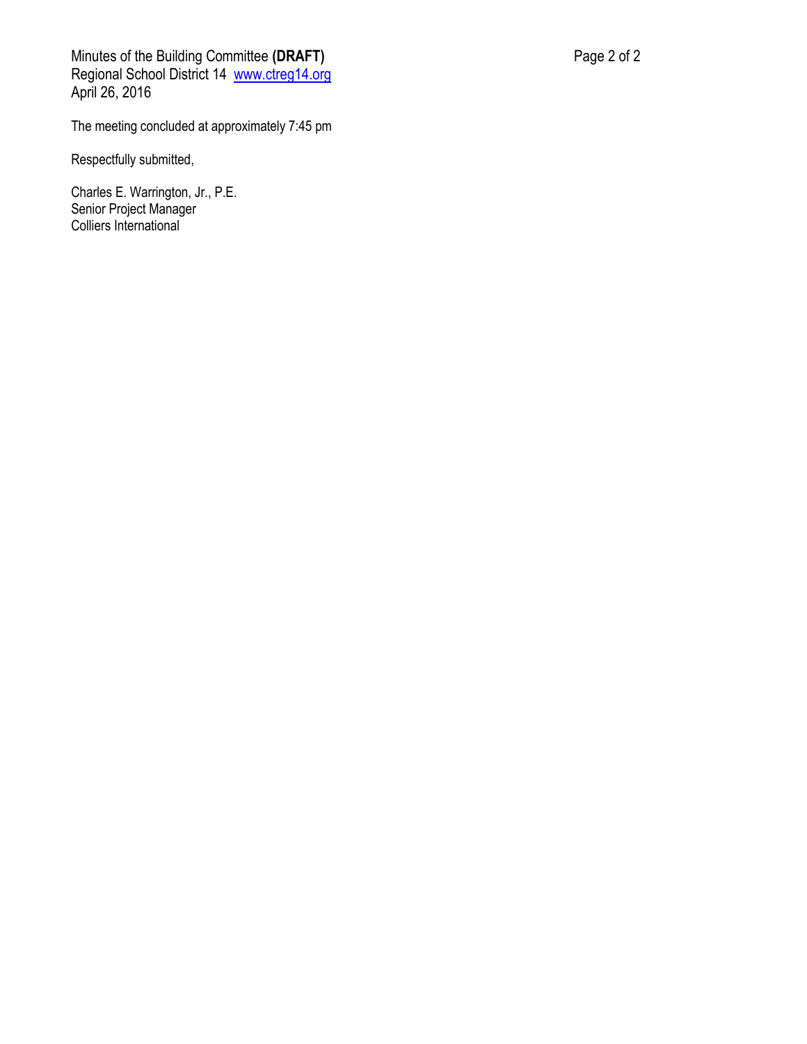The meeting concluded at approximately 7:45 pm

Respectfully submitted,

Charles E. Warrington, Jr., P.E.
Senior Project Manager
Colliers International